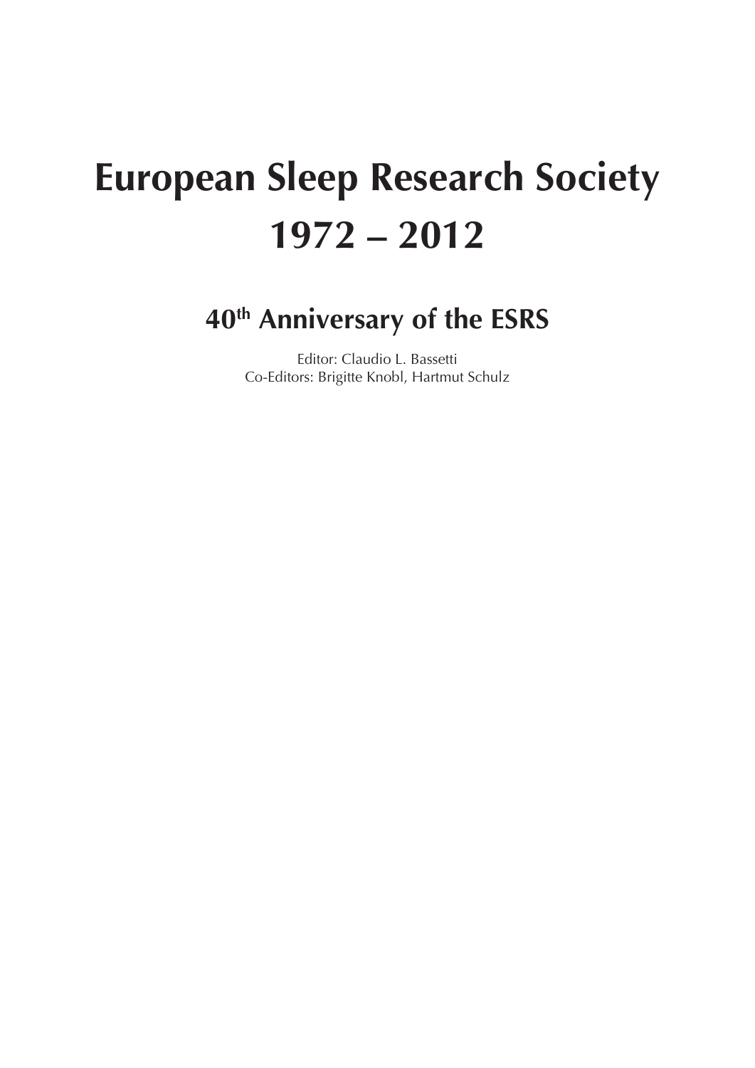# European Sleep Research Society 1972 – 2012

## 40th Anniversary of the ESRS

Editor: Claudio L. Bassetti
Co-Editors: Brigitte Knobl, Hartmut Schulz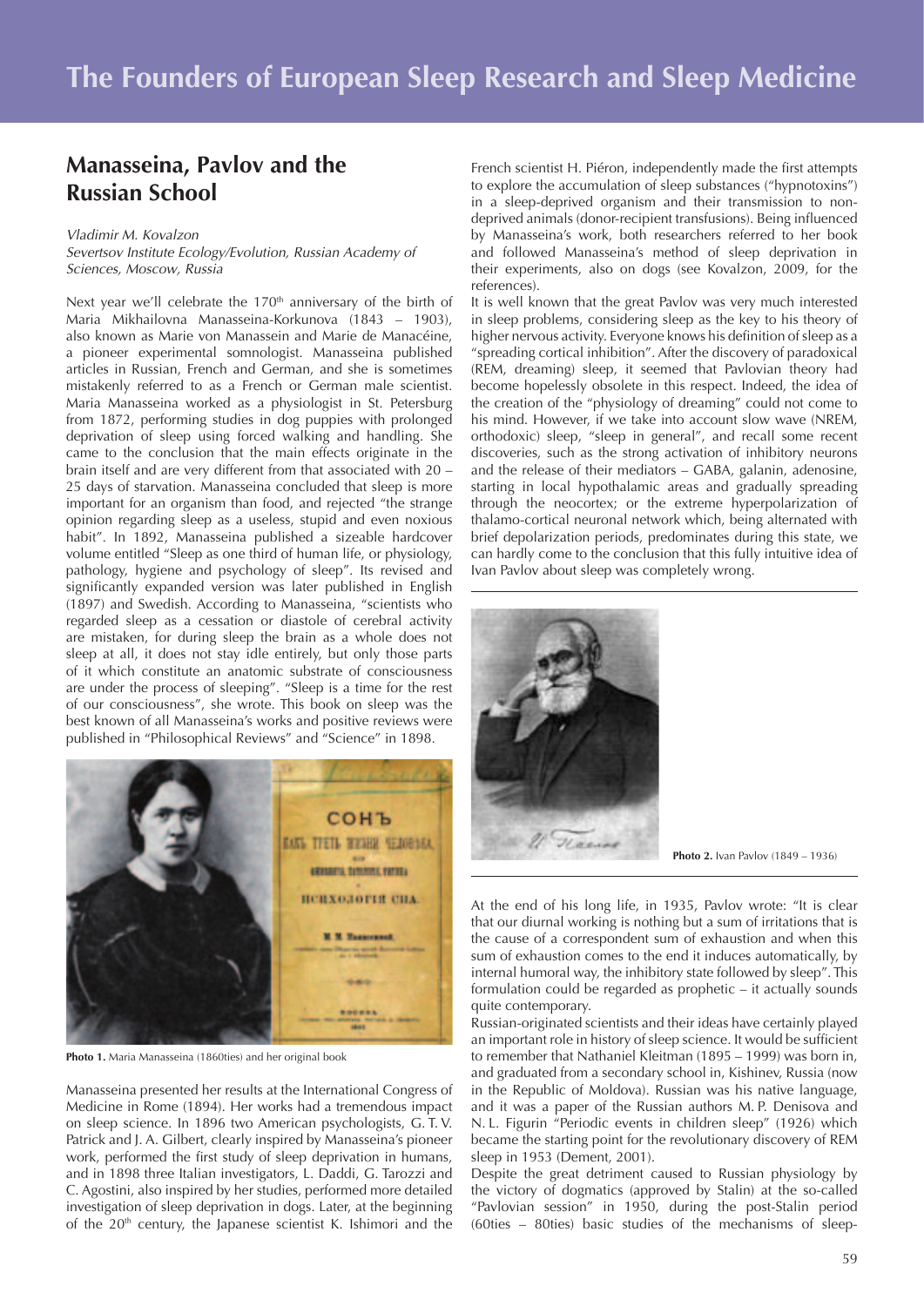# The Founders of European Sleep Research and Sleep Medicine

## Manasseina, Pavlov and the Russian School

*Vladimir M. Kovalzon*
*Severtsov Institute Ecology/Evolution, Russian Academy of Sciences, Moscow, Russia*

Next year we'll celebrate the 170th anniversary of the birth of Maria Mikhailovna Manasseina-Korkunova (1843 – 1903), also known as Marie von Manassein and Marie de Manacéine, a pioneer experimental somnologist. Manasseina published articles in Russian, French and German, and she is sometimes mistakenly referred to as a French or German male scientist. Maria Manasseina worked as a physiologist in St. Petersburg from 1872, performing studies in dog puppies with prolonged deprivation of sleep using forced walking and handling. She came to the conclusion that the main effects originate in the brain itself and are very different from that associated with 20 – 25 days of starvation. Manasseina concluded that sleep is more important for an organism than food, and rejected "the strange opinion regarding sleep as a useless, stupid and even noxious habit". In 1892, Manasseina published a sizeable hardcover volume entitled "Sleep as one third of human life, or physiology, pathology, hygiene and psychology of sleep". Its revised and significantly expanded version was later published in English (1897) and Swedish. According to Manasseina, "scientists who regarded sleep as a cessation or diastole of cerebral activity are mistaken, for during sleep the brain as a whole does not sleep at all, it does not stay idle entirely, but only those parts of it which constitute an anatomic substrate of consciousness are under the process of sleeping". "Sleep is a time for the rest of our consciousness", she wrote. This book on sleep was the best known of all Manasseina's works and positive reviews were published in "Philosophical Reviews" and "Science" in 1898.

**Photo 1.** Maria Manasseina (1860ties) and her original book

Manasseina presented her results at the International Congress of Medicine in Rome (1894). Her works had a tremendous impact on sleep science. In 1896 two American psychologists, G. T. V. Patrick and J. A. Gilbert, clearly inspired by Manasseina's pioneer work, performed the first study of sleep deprivation in humans, and in 1898 three Italian investigators, L. Daddi, G. Tarozzi and C. Agostini, also inspired by her studies, performed more detailed investigation of sleep deprivation in dogs. Later, at the beginning of the 20th century, the Japanese scientist K. Ishimori and the French scientist H. Piéron, independently made the first attempts to explore the accumulation of sleep substances ("hypnotoxins") in a sleep-deprived organism and their transmission to non-deprived animals (donor-recipient transfusions). Being influenced by Manasseina's work, both researchers referred to her book and followed Manasseina's method of sleep deprivation in their experiments, also on dogs (see Kovalzon, 2009, for the references).

It is well known that the great Pavlov was very much interested in sleep problems, considering sleep as the key to his theory of higher nervous activity. Everyone knows his definition of sleep as a "spreading cortical inhibition". After the discovery of paradoxical (REM, dreaming) sleep, it seemed that Pavlovian theory had become hopelessly obsolete in this respect. Indeed, the idea of the creation of the "physiology of dreaming" could not come to his mind. However, if we take into account slow wave (NREM, orthodoxic) sleep, "sleep in general", and recall some recent discoveries, such as the strong activation of inhibitory neurons and the release of their mediators – GABA, galanin, adenosine, starting in local hypothalamic areas and gradually spreading through the neocortex; or the extreme hyperpolarization of thalamo-cortical neuronal network which, being alternated with brief depolarization periods, predominates during this state, we can hardly come to the conclusion that this fully intuitive idea of Ivan Pavlov about sleep was completely wrong.

**Photo 2.** Ivan Pavlov (1849 – 1936)

At the end of his long life, in 1935, Pavlov wrote: "It is clear that our diurnal working is nothing but a sum of irritations that is the cause of a correspondent sum of exhaustion and when this sum of exhaustion comes to the end it induces automatically, by internal humoral way, the inhibitory state followed by sleep". This formulation could be regarded as prophetic – it actually sounds quite contemporary.

Russian-originated scientists and their ideas have certainly played an important role in history of sleep science. It would be sufficient to remember that Nathaniel Kleitman (1895 – 1999) was born in, and graduated from a secondary school in, Kishinev, Russia (now in the Republic of Moldova). Russian was his native language, and it was a paper of the Russian authors M. P. Denisova and N. L. Figurin "Periodic events in children sleep" (1926) which became the starting point for the revolutionary discovery of REM sleep in 1953 (Dement, 2001).

Despite the great detriment caused to Russian physiology by the victory of dogmatics (approved by Stalin) at the so-called "Pavlovian session" in 1950, during the post-Stalin period (60ties – 80ties) basic studies of the mechanisms of sleep-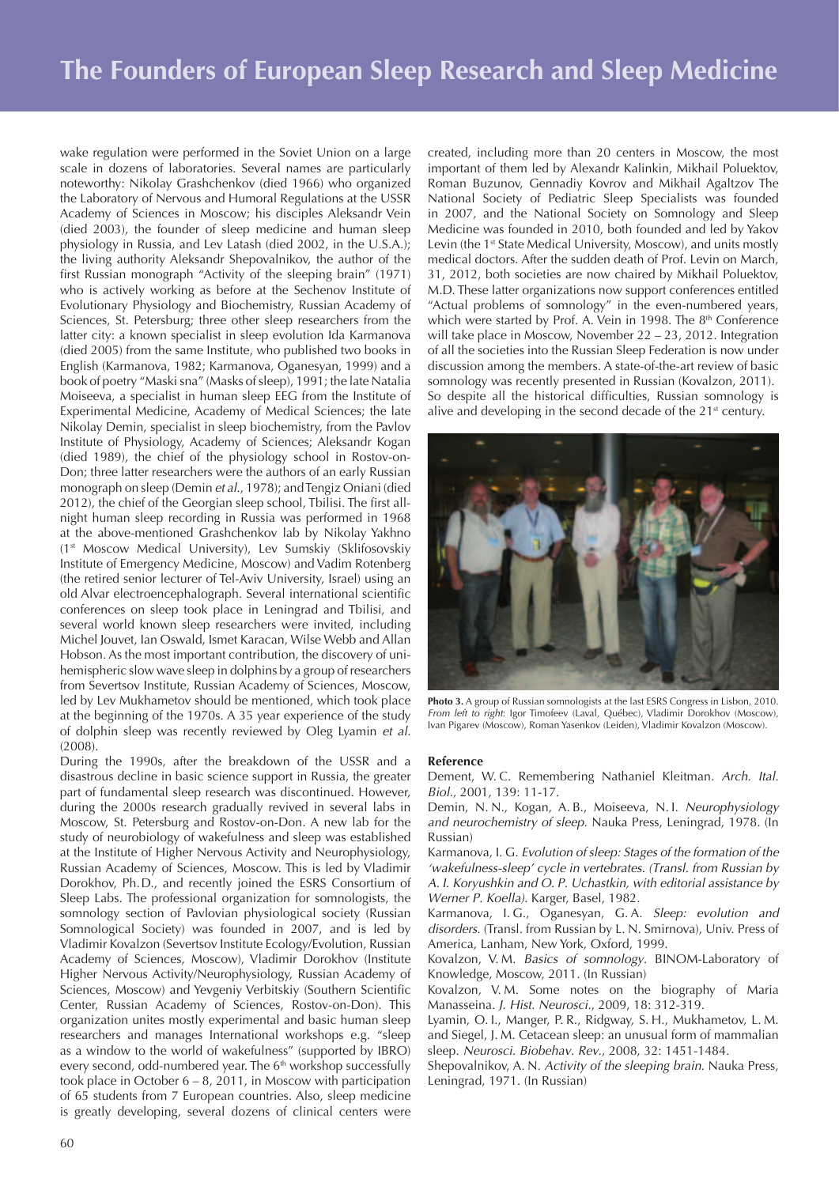wake regulation were performed in the Soviet Union on a large scale in dozens of laboratories. Several names are particularly noteworthy: Nikolay Grashchenkov (died 1966) who organized the Laboratory of Nervous and Humoral Regulations at the USSR Academy of Sciences in Moscow; his disciples Aleksandr Vein (died 2003), the founder of sleep medicine and human sleep physiology in Russia, and Lev Latash (died 2002, in the U.S.A.); the living authority Aleksandr Shepovalnikov, the author of the first Russian monograph "Activity of the sleeping brain" (1971) who is actively working as before at the Sechenov Institute of Evolutionary Physiology and Biochemistry, Russian Academy of Sciences, St. Petersburg; three other sleep researchers from the latter city: a known specialist in sleep evolution Ida Karmanova (died 2005) from the same Institute, who published two books in English (Karmanova, 1982; Karmanova, Oganesyan, 1999) and a book of poetry "Maski sna" (Masks of sleep), 1991; the late Natalia Moiseeva, a specialist in human sleep EEG from the Institute of Experimental Medicine, Academy of Medical Sciences; the late Nikolay Demin, specialist in sleep biochemistry, from the Pavlov Institute of Physiology, Academy of Sciences; Aleksandr Kogan (died 1989), the chief of the physiology school in Rostov-on-Don; three latter researchers were the authors of an early Russian monograph on sleep (Demin *et al.*, 1978); and Tengiz Oniani (died 2012), the chief of the Georgian sleep school, Tbilisi. The first all-night human sleep recording in Russia was performed in 1968 at the above-mentioned Grashchenkov lab by Nikolay Yakhno (1st Moscow Medical University), Lev Sumskiy (Sklifosovskiy Institute of Emergency Medicine, Moscow) and Vadim Rotenberg (the retired senior lecturer of Tel-Aviv University, Israel) using an old Alvar electroencephalograph. Several international scientific conferences on sleep took place in Leningrad and Tbilisi, and several world known sleep researchers were invited, including Michel Jouvet, Ian Oswald, Ismet Karacan, Wilse Webb and Allan Hobson. As the most important contribution, the discovery of unihemispheric slow wave sleep in dolphins by a group of researchers from Severtsov Institute, Russian Academy of Sciences, Moscow, led by Lev Mukhametov should be mentioned, which took place at the beginning of the 1970s. A 35 year experience of the study of dolphin sleep was recently reviewed by Oleg Lyamin *et al.* (2008).

During the 1990s, after the breakdown of the USSR and a disastrous decline in basic science support in Russia, the greater part of fundamental sleep research was discontinued. However, during the 2000s research gradually revived in several labs in Moscow, St. Petersburg and Rostov-on-Don. A new lab for the study of neurobiology of wakefulness and sleep was established at the Institute of Higher Nervous Activity and Neurophysiology, Russian Academy of Sciences, Moscow. This is led by Vladimir Dorokhov, Ph.D., and recently joined the ESRS Consortium of Sleep Labs. The professional organization for somnologists, the somnology section of Pavlovian physiological society (Russian Somnological Society) was founded in 2007, and is led by Vladimir Kovalzon (Severtsov Institute Ecology/Evolution, Russian Academy of Sciences, Moscow), Vladimir Dorokhov (Institute Higher Nervous Activity/Neurophysiology, Russian Academy of Sciences, Moscow) and Yevgeniy Verbitskiy (Southern Scientific Center, Russian Academy of Sciences, Rostov-on-Don). This organization unites mostly experimental and basic human sleep researchers and manages International workshops e.g. "sleep as a window to the world of wakefulness" (supported by IBRO) every second, odd-numbered year. The 6th workshop successfully took place in October 6 – 8, 2011, in Moscow with participation of 65 students from 7 European countries. Also, sleep medicine is greatly developing, several dozens of clinical centers were created, including more than 20 centers in Moscow, the most important of them led by Alexandr Kalinkin, Mikhail Poluektov, Roman Buzunov, Gennadiy Kovrov and Mikhail Agaltzov The National Society of Pediatric Sleep Specialists was founded in 2007, and the National Society on Somnology and Sleep Medicine was founded in 2010, both founded and led by Yakov Levin (the 1st State Medical University, Moscow), and units mostly medical doctors. After the sudden death of Prof. Levin on March, 31, 2012, both societies are now chaired by Mikhail Poluektov, M.D. These latter organizations now support conferences entitled "Actual problems of somnology" in the even-numbered years, which were started by Prof. A. Vein in 1998. The 8th Conference will take place in Moscow, November 22 – 23, 2012. Integration of all the societies into the Russian Sleep Federation is now under discussion among the members. A state-of-the-art review of basic somnology was recently presented in Russian (Kovalzon, 2011). So despite all the historical difficulties, Russian somnology is alive and developing in the second decade of the 21st century.

**Photo 3.** A group of Russian somnologists at the last ESRS Congress in Lisbon, 2010. *From left to right*: Igor Timofeev (Laval, Québec), Vladimir Dorokhov (Moscow), Ivan Pigarev (Moscow), Roman Yasenkov (Leiden), Vladimir Kovalzon (Moscow).

### Reference

Dement, W. C. Remembering Nathaniel Kleitman. *Arch. Ital. Biol.*, 2001, 139: 11-17.

Demin, N. N., Kogan, A. B., Moiseeva, N. I. *Neurophysiology and neurochemistry of sleep.* Nauka Press, Leningrad, 1978. (In Russian)

Karmanova, I. G. *Evolution of sleep: Stages of the formation of the 'wakefulness-sleep' cycle in vertebrates. (Transl. from Russian by A. I. Koryushkin and O. P. Uchastkin, with editorial assistance by Werner P. Koella).* Karger, Basel, 1982.

Karmanova, I. G., Oganesyan, G. A. *Sleep: evolution and disorders.* (Transl. from Russian by L. N. Smirnova), Univ. Press of America, Lanham, New York, Oxford, 1999.

Kovalzon, V. M. *Basics of somnology.* BINOM-Laboratory of Knowledge, Moscow, 2011. (In Russian)

Kovalzon, V. M. Some notes on the biography of Maria Manasseina. *J. Hist. Neurosci.*, 2009, 18: 312-319.

Lyamin, O. I., Manger, P. R., Ridgway, S. H., Mukhametov, L. M. and Siegel, J. M. Cetacean sleep: an unusual form of mammalian sleep. *Neurosci. Biobehav. Rev.*, 2008, 32: 1451-1484.

Shepovalnikov, A. N. *Activity of the sleeping brain.* Nauka Press, Leningrad, 1971. (In Russian)